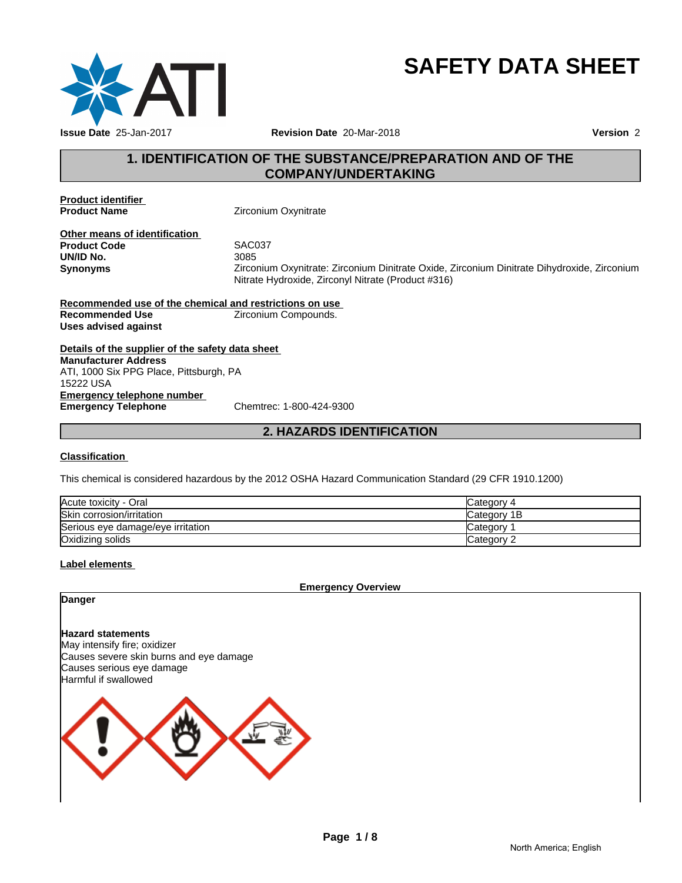# SAFETY DATA SHEET

**Issue Date** 25-Jan-2017 **Revision Date** 20-Mar-2018 **Version** 2

## 1. IDENTIFICATION OF THE SUBSTANCE/PREPARATION AND OF THE COMPANY/UNDERTAKING

**Product identifier**

**Product Name** Zirconium Oxynitrate

**Other means of identification**

**Product Code** SAC037

**UN/ID No.** 3085

**Synonyms** Zirconium Oxynitrate: Zirconium Dinitrate Oxide, Zirconium Dinitrate Dihydroxide, Zirconium Nitrate Hydroxide, Zirconyl Nitrate (Product #316)

**Recommended use of the chemical and restrictions on use**

**Recommended Use** Zirconium Compounds.

**Uses advised against**

**Details of the supplier of the safety data sheet**

**Manufacturer Address**
ATI, 1000 Six PPG Place, Pittsburgh, PA
15222 USA

**Emergency telephone number**

**Emergency Telephone** Chemtrec: 1-800-424-9300

## 2. HAZARDS IDENTIFICATION

**Classification**

This chemical is considered hazardous by the 2012 OSHA Hazard Communication Standard (29 CFR 1910.1200)

| | |
|---|---|
| Acute toxicity - Oral | Category 4 |
| Skin corrosion/irritation | Category 1B |
| Serious eye damage/eye irritation | Category 1 |
| Oxidizing solids | Category 2 |

**Label elements**

**Emergency Overview**

**Danger**

**Hazard statements**
May intensify fire; oxidizer
Causes severe skin burns and eye damage
Causes serious eye damage
Harmful if swallowed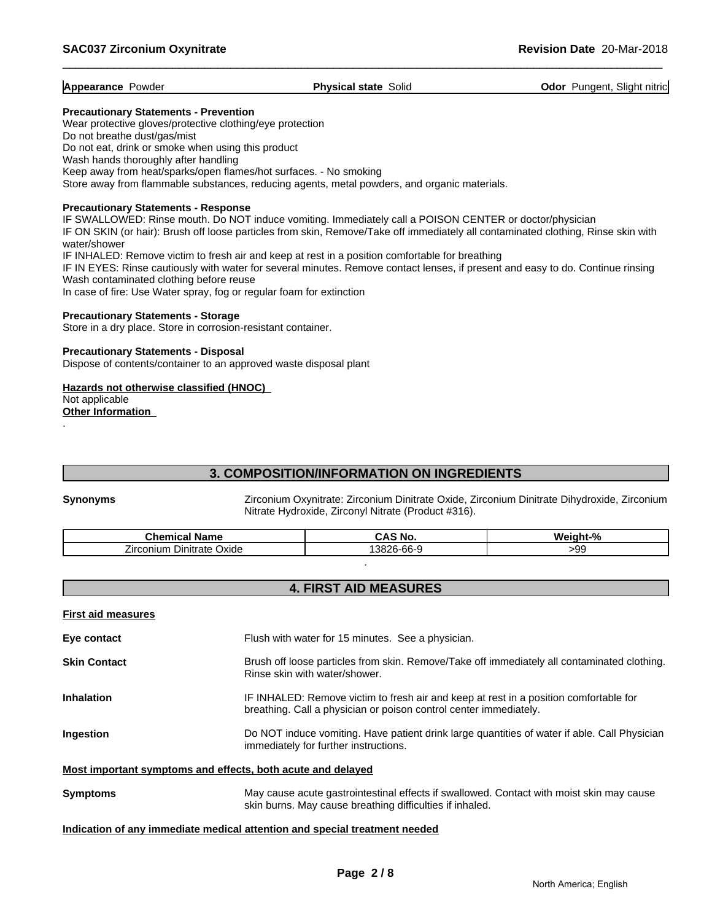**Appearance** Powder **Physical state** Solid **Odor** Pungent, Slight nitric

**Precautionary Statements - Prevention**
Wear protective gloves/protective clothing/eye protection
Do not breathe dust/gas/mist
Do not eat, drink or smoke when using this product
Wash hands thoroughly after handling
Keep away from heat/sparks/open flames/hot surfaces. - No smoking
Store away from flammable substances, reducing agents, metal powders, and organic materials.

**Precautionary Statements - Response**
IF SWALLOWED: Rinse mouth. Do NOT induce vomiting. Immediately call a POISON CENTER or doctor/physician
IF ON SKIN (or hair): Brush off loose particles from skin, Remove/Take off immediately all contaminated clothing, Rinse skin with water/shower
IF INHALED: Remove victim to fresh air and keep at rest in a position comfortable for breathing
IF IN EYES: Rinse cautiously with water for several minutes. Remove contact lenses, if present and easy to do. Continue rinsing
Wash contaminated clothing before reuse
In case of fire: Use Water spray, fog or regular foam for extinction

**Precautionary Statements - Storage**
Store in a dry place. Store in corrosion-resistant container.

**Precautionary Statements - Disposal**
Dispose of contents/container to an approved waste disposal plant

**Hazards not otherwise classified (HNOC)**
Not applicable
**Other Information**
.

## 3. COMPOSITION/INFORMATION ON INGREDIENTS

**Synonyms** Zirconium Oxynitrate: Zirconium Dinitrate Oxide, Zirconium Dinitrate Dihydroxide, Zirconium Nitrate Hydroxide, Zirconyl Nitrate (Product #316).

| Chemical Name | CAS No. | Weight-% |
|---|---|---|
| Zirconium Dinitrate Oxide | 13826-66-9 | >99 |

.

## 4. FIRST AID MEASURES

**First aid measures**

**Eye contact** Flush with water for 15 minutes. See a physician.

**Skin Contact** Brush off loose particles from skin. Remove/Take off immediately all contaminated clothing. Rinse skin with water/shower.

**Inhalation** IF INHALED: Remove victim to fresh air and keep at rest in a position comfortable for breathing. Call a physician or poison control center immediately.

**Ingestion** Do NOT induce vomiting. Have patient drink large quantities of water if able. Call Physician immediately for further instructions.

**Most important symptoms and effects, both acute and delayed**

**Symptoms** May cause acute gastrointestinal effects if swallowed. Contact with moist skin may cause skin burns. May cause breathing difficulties if inhaled.

**Indication of any immediate medical attention and special treatment needed**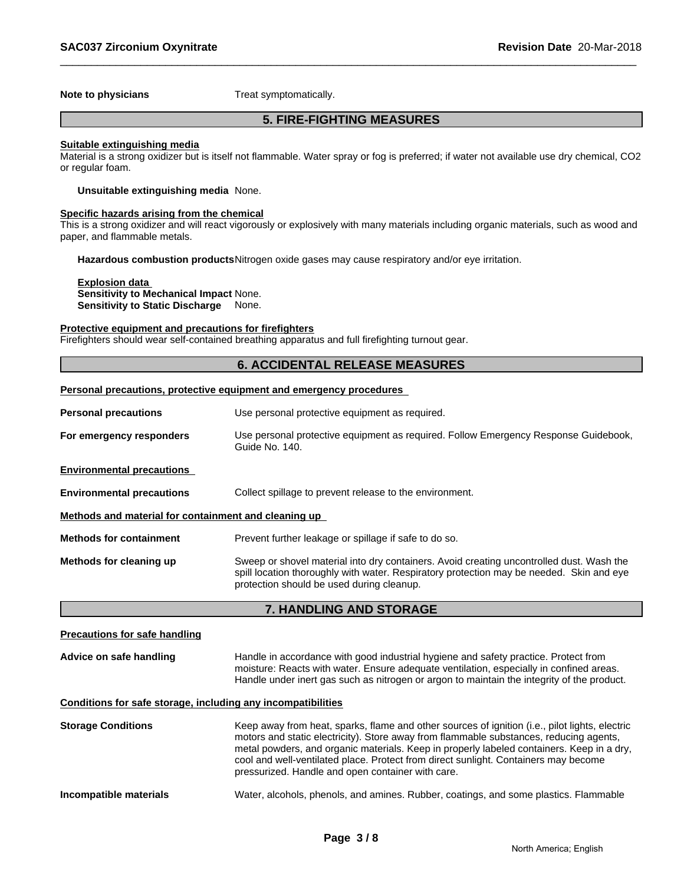**Note to physicians** Treat symptomatically.

## 5. FIRE-FIGHTING MEASURES

**Suitable extinguishing media**

Material is a strong oxidizer but is itself not flammable. Water spray or fog is preferred; if water not available use dry chemical, $CO_2$ or regular foam.

**Unsuitable extinguishing media** None.

**Specific hazards arising from the chemical**

This is a strong oxidizer and will react vigorously or explosively with many materials including organic materials, such as wood and paper, and flammable metals.

**Hazardous combustion products** Nitrogen oxide gases may cause respiratory and/or eye irritation.

**Explosion data**

**Sensitivity to Mechanical Impact** None.

**Sensitivity to Static Discharge** None.

**Protective equipment and precautions for firefighters**

Firefighters should wear self-contained breathing apparatus and full firefighting turnout gear.

## 6. ACCIDENTAL RELEASE MEASURES

**Personal precautions, protective equipment and emergency procedures**

**Personal precautions** Use personal protective equipment as required.

**For emergency responders** Use personal protective equipment as required. Follow Emergency Response Guidebook, Guide No. 140.

**Environmental precautions**

**Environmental precautions** Collect spillage to prevent release to the environment.

**Methods and material for containment and cleaning up**

**Methods for containment** Prevent further leakage or spillage if safe to do so.

**Methods for cleaning up** Sweep or shovel material into dry containers. Avoid creating uncontrolled dust. Wash the spill location thoroughly with water. Respiratory protection may be needed. Skin and eye protection should be used during cleanup.

## 7. HANDLING AND STORAGE

**Precautions for safe handling**

**Advice on safe handling** Handle in accordance with good industrial hygiene and safety practice. Protect from moisture: Reacts with water. Ensure adequate ventilation, especially in confined areas. Handle under inert gas such as nitrogen or argon to maintain the integrity of the product.

**Conditions for safe storage, including any incompatibilities**

**Storage Conditions** Keep away from heat, sparks, flame and other sources of ignition (i.e., pilot lights, electric motors and static electricity). Store away from flammable substances, reducing agents, metal powders, and organic materials. Keep in properly labeled containers. Keep in a dry, cool and well-ventilated place. Protect from direct sunlight. Containers may become pressurized. Handle and open container with care.

**Incompatible materials** Water, alcohols, phenols, and amines. Rubber, coatings, and some plastics. Flammable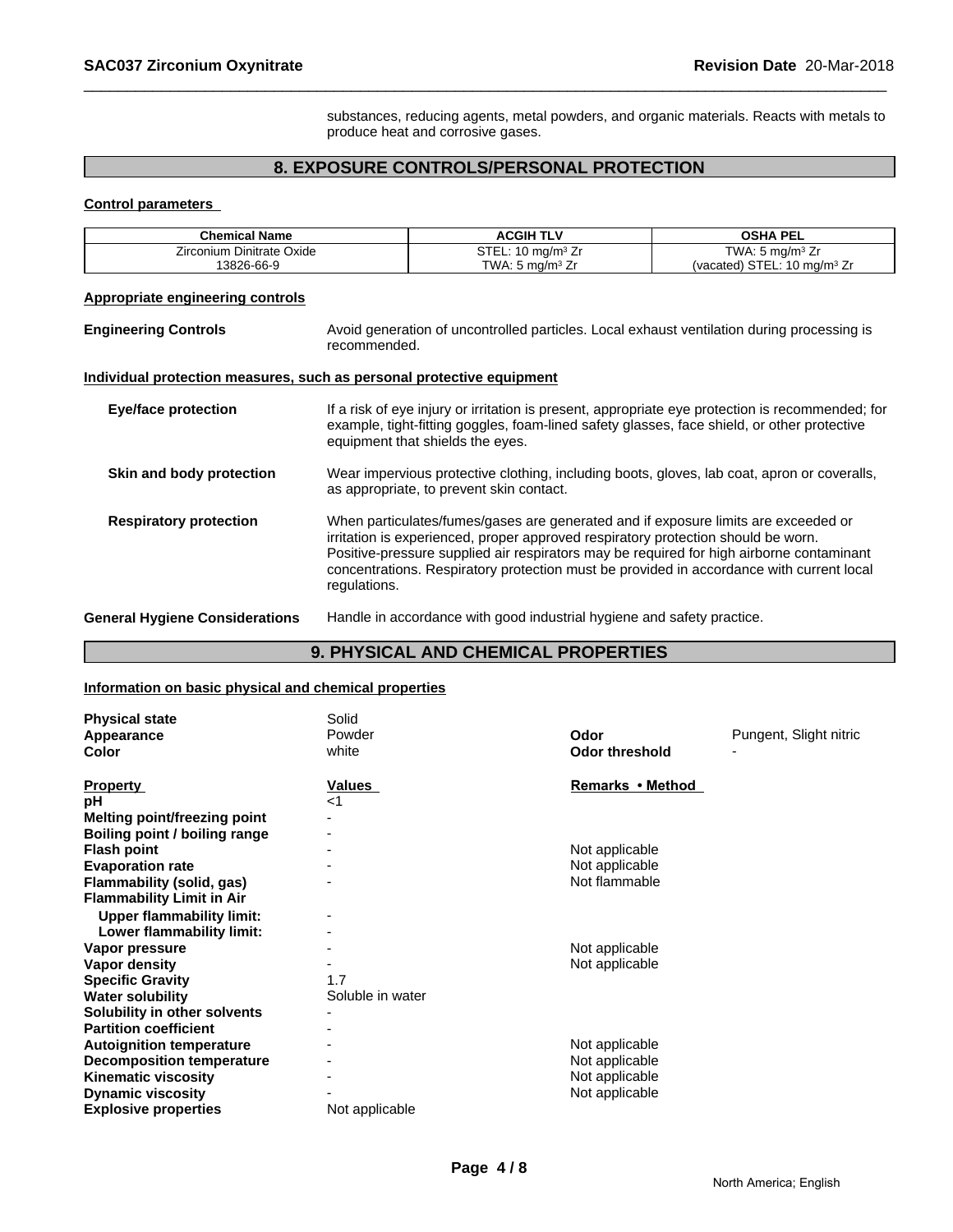substances, reducing agents, metal powders, and organic materials. Reacts with metals to produce heat and corrosive gases.

## 8. EXPOSURE CONTROLS/PERSONAL PROTECTION

**Control parameters**

| Chemical Name | ACGIH TLV | OSHA PEL |
|---|---|---|
| Zirconium Dinitrate Oxide<br>13826-66-9 | STEL: 10 mg/m³ Zr<br>TWA: 5 mg/m³ Zr | TWA: 5 mg/m³ Zr<br>(vacated) STEL: 10 mg/m³ Zr |

**Appropriate engineering controls**

**Engineering Controls**: Avoid generation of uncontrolled particles. Local exhaust ventilation during processing is recommended.

**Individual protection measures, such as personal protective equipment**

**Eye/face protection**: If a risk of eye injury or irritation is present, appropriate eye protection is recommended; for example, tight-fitting goggles, foam-lined safety glasses, face shield, or other protective equipment that shields the eyes.

**Skin and body protection**: Wear impervious protective clothing, including boots, gloves, lab coat, apron or coveralls, as appropriate, to prevent skin contact.

**Respiratory protection**: When particulates/fumes/gases are generated and if exposure limits are exceeded or irritation is experienced, proper approved respiratory protection should be worn. Positive-pressure supplied air respirators may be required for high airborne contaminant concentrations. Respiratory protection must be provided in accordance with current local regulations.

**General Hygiene Considerations**: Handle in accordance with good industrial hygiene and safety practice.

## 9. PHYSICAL AND CHEMICAL PROPERTIES

**Information on basic physical and chemical properties**

**Physical state**: Solid
**Appearance**: Powder
**Color**: white
**Odor**: Pungent, Slight nitric
**Odor threshold**: -

| Property | Values | Remarks • Method |
|---|---|---|
| **pH** | <1 | |
| **Melting point/freezing point** | - | |
| **Boiling point / boiling range** | - | |
| **Flash point** | - | Not applicable |
| **Evaporation rate** | - | Not applicable |
| **Flammability (solid, gas)** | - | Not flammable |
| **Flammability Limit in Air** | | |
| **Upper flammability limit:** | - | |
| **Lower flammability limit:** | - | |
| **Vapor pressure** | - | Not applicable |
| **Vapor density** | - | Not applicable |
| **Specific Gravity** | 1.7 | |
| **Water solubility** | Soluble in water | |
| **Solubility in other solvents** | - | |
| **Partition coefficient** | - | |
| **Autoignition temperature** | - | Not applicable |
| **Decomposition temperature** | - | Not applicable |
| **Kinematic viscosity** | - | Not applicable |
| **Dynamic viscosity** | - | Not applicable |
| **Explosive properties** | Not applicable | |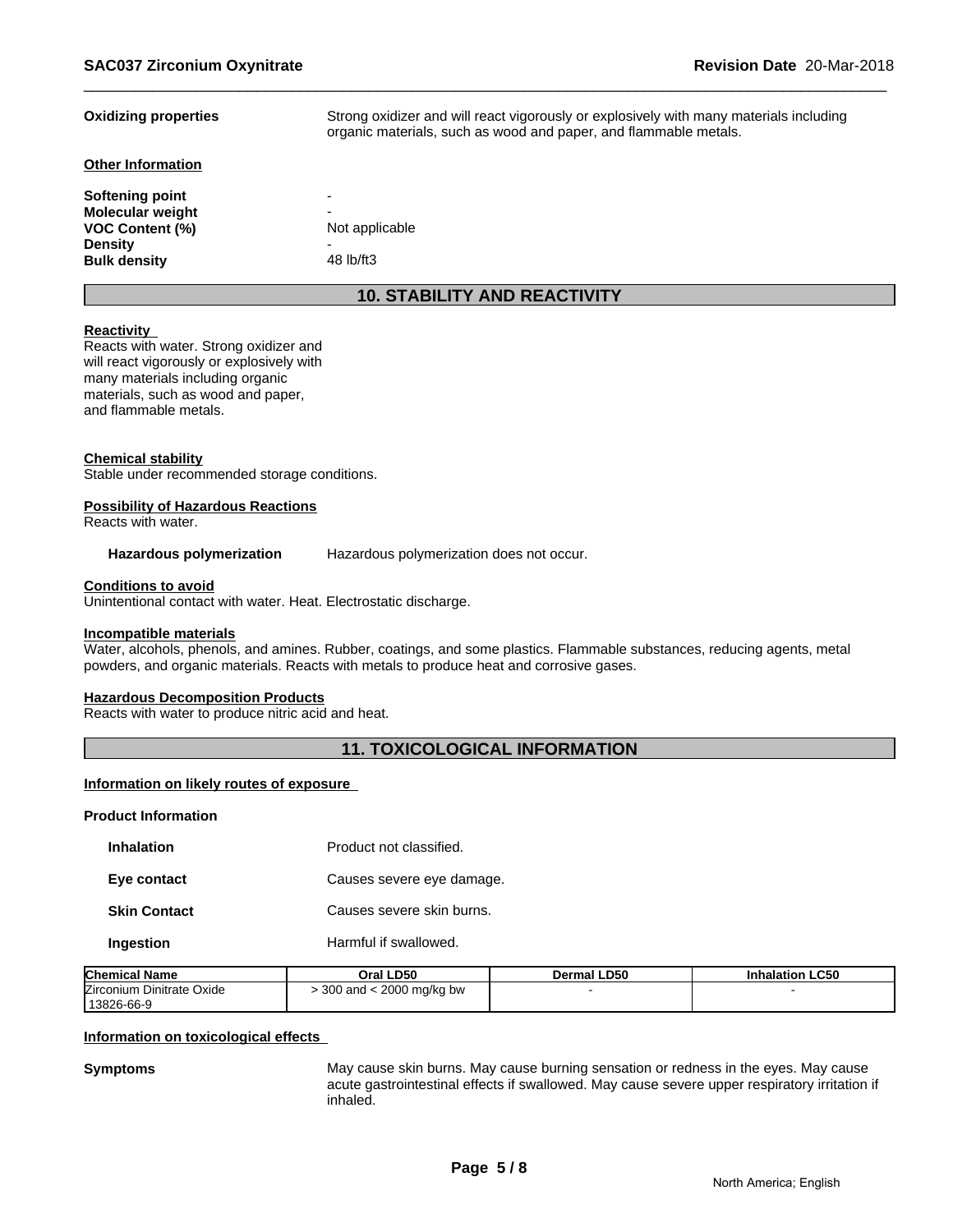**Oxidizing properties** Strong oxidizer and will react vigorously or explosively with many materials including organic materials, such as wood and paper, and flammable metals.

**Other Information**

| | |
|---|---|
| **Softening point** | - |
| **Molecular weight** | - |
| **VOC Content (%)** | Not applicable |
| **Density** | - |
| **Bulk density** | 48 lb/ft3 |

## 10. STABILITY AND REACTIVITY

**Reactivity**

Reacts with water. Strong oxidizer and will react vigorously or explosively with many materials including organic materials, such as wood and paper, and flammable metals.

**Chemical stability**

Stable under recommended storage conditions.

**Possibility of Hazardous Reactions**

Reacts with water.

**Hazardous polymerization** Hazardous polymerization does not occur.

**Conditions to avoid**

Unintentional contact with water. Heat. Electrostatic discharge.

**Incompatible materials**

Water, alcohols, phenols, and amines. Rubber, coatings, and some plastics. Flammable substances, reducing agents, metal powders, and organic materials. Reacts with metals to produce heat and corrosive gases.

**Hazardous Decomposition Products**

Reacts with water to produce nitric acid and heat.

## 11. TOXICOLOGICAL INFORMATION

**Information on likely routes of exposure**

**Product Information**

| | |
|---|---|
| **Inhalation** | Product not classified. |
| **Eye contact** | Causes severe eye damage. |
| **Skin Contact** | Causes severe skin burns. |
| **Ingestion** | Harmful if swallowed. |

| Chemical Name | Oral LD50 | Dermal LD50 | Inhalation LC50 |
|---|---|---|---|
| Zirconium Dinitrate Oxide 13826-66-9 | > 300 and < 2000 mg/kg bw | - | - |

**Information on toxicological effects**

**Symptoms** May cause skin burns. May cause burning sensation or redness in the eyes. May cause acute gastrointestinal effects if swallowed. May cause severe upper respiratory irritation if inhaled.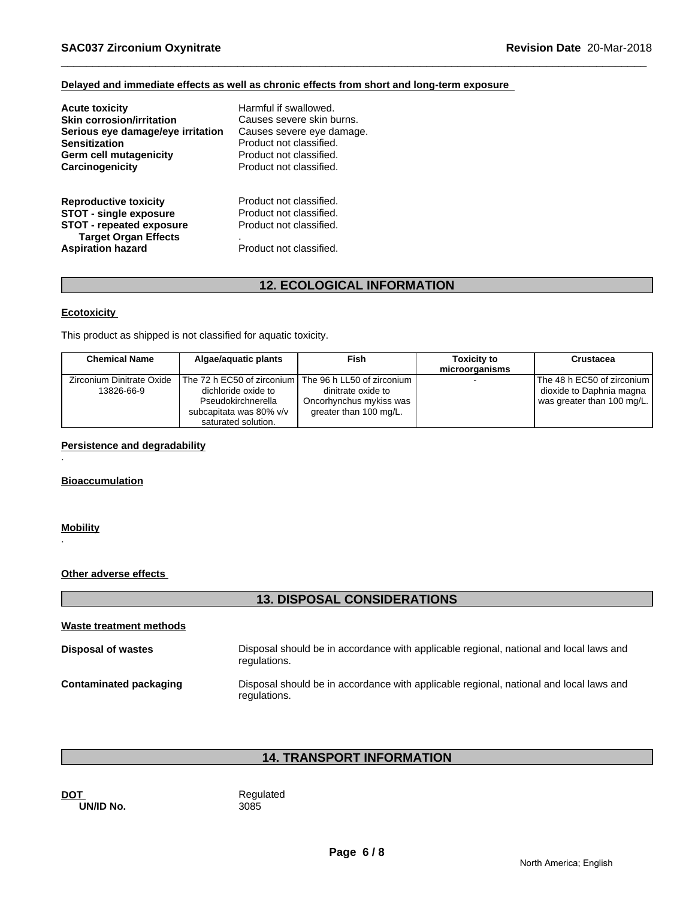#### Delayed and immediate effects as well as chronic effects from short and long-term exposure

**Acute toxicity** Harmful if swallowed.
**Skin corrosion/irritation** Causes severe skin burns.
**Serious eye damage/eye irritation** Causes severe eye damage.
**Sensitization** Product not classified.
**Germ cell mutagenicity** Product not classified.
**Carcinogenicity** Product not classified.

**Reproductive toxicity** Product not classified.
**STOT - single exposure** Product not classified.
**STOT - repeated exposure** Product not classified.
**Target Organ Effects** .
**Aspiration hazard** Product not classified.

## 12. ECOLOGICAL INFORMATION

#### Ecotoxicity

This product as shipped is not classified for aquatic toxicity.

| Chemical Name | Algae/aquatic plants | Fish | Toxicity to microorganisms | Crustacea |
|---|---|---|---|---|
| Zirconium Dinitrate Oxide 13826-66-9 | The 72 h EC50 of zirconium dichloride oxide to Pseudokirchnerella subcapitata was 80% v/v saturated solution. | The 96 h LL50 of zirconium dinitrate oxide to Oncorhynchus mykiss was greater than 100 mg/L. | - | The 48 h EC50 of zirconium dioxide to Daphnia magna was greater than 100 mg/L. |

#### Persistence and degradability

.

#### Bioaccumulation

#### Mobility

.

#### Other adverse effects

## 13. DISPOSAL CONSIDERATIONS

#### Waste treatment methods

**Disposal of wastes** Disposal should be in accordance with applicable regional, national and local laws and regulations.

**Contaminated packaging** Disposal should be in accordance with applicable regional, national and local laws and regulations.

## 14. TRANSPORT INFORMATION

**DOT** Regulated
**UN/ID No.** 3085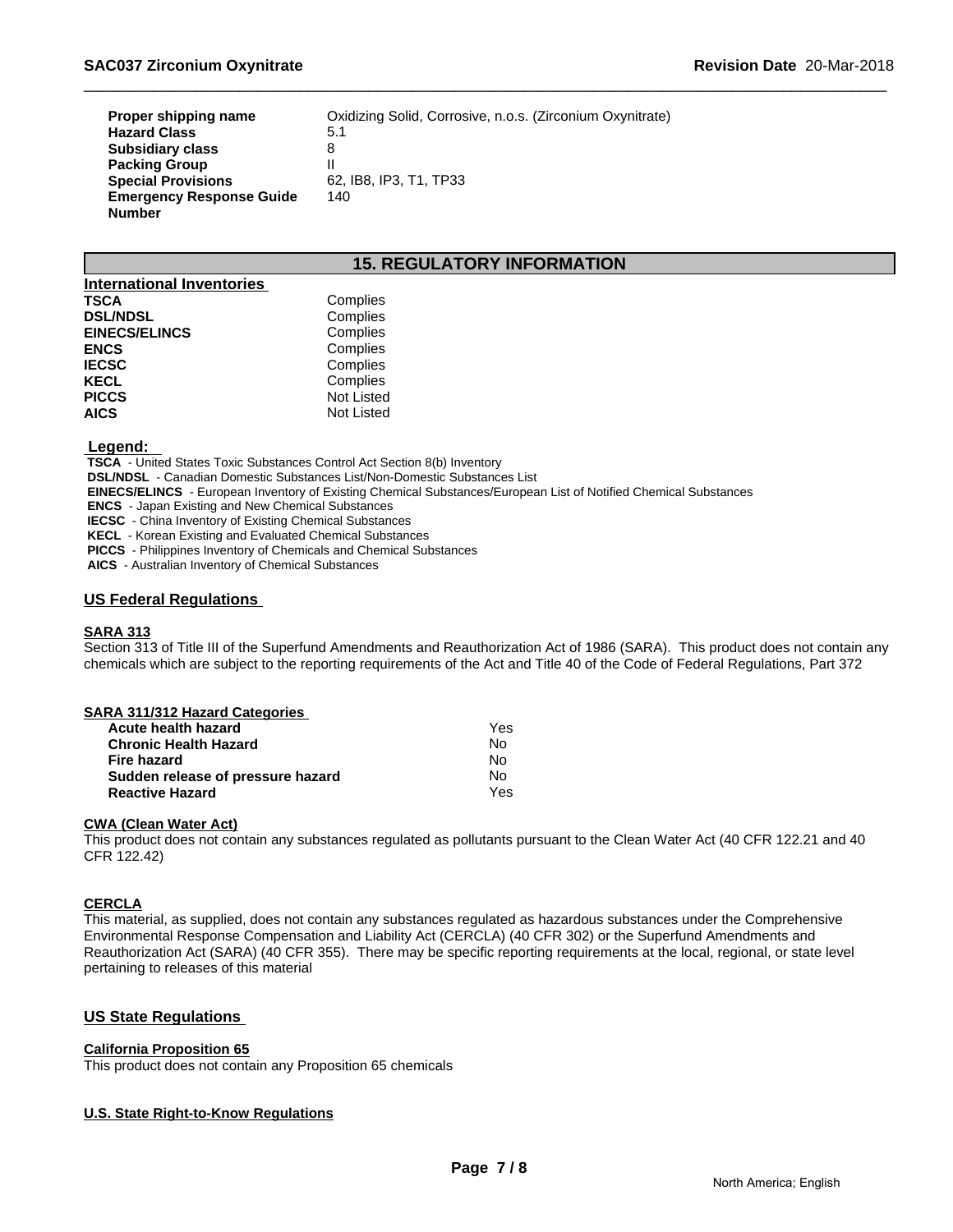| | |
|---|---|
| **Proper shipping name** | Oxidizing Solid, Corrosive, n.o.s. (Zirconium Oxynitrate) |
| **Hazard Class** | 5.1 |
| **Subsidiary class** | 8 |
| **Packing Group** | II |
| **Special Provisions** | 62, IB8, IP3, T1, TP33 |
| **Emergency Response Guide Number** | 140 |

## 15. REGULATORY INFORMATION

**International Inventories**

| | |
|---|---|
| **TSCA** | Complies |
| **DSL/NDSL** | Complies |
| **EINECS/ELINCS** | Complies |
| **ENCS** | Complies |
| **IECSC** | Complies |
| **KECL** | Complies |
| **PICCS** | Not Listed |
| **AICS** | Not Listed |

**Legend:**

**TSCA** - United States Toxic Substances Control Act Section 8(b) Inventory
**DSL/NDSL** - Canadian Domestic Substances List/Non-Domestic Substances List
**EINECS/ELINCS** - European Inventory of Existing Chemical Substances/European List of Notified Chemical Substances
**ENCS** - Japan Existing and New Chemical Substances
**IECSC** - China Inventory of Existing Chemical Substances
**KECL** - Korean Existing and Evaluated Chemical Substances
**PICCS** - Philippines Inventory of Chemicals and Chemical Substances
**AICS** - Australian Inventory of Chemical Substances

### US Federal Regulations

**SARA 313**

Section 313 of Title III of the Superfund Amendments and Reauthorization Act of 1986 (SARA). This product does not contain any chemicals which are subject to the reporting requirements of the Act and Title 40 of the Code of Federal Regulations, Part 372

**SARA 311/312 Hazard Categories**

| | |
|---|---|
| **Acute health hazard** | Yes |
| **Chronic Health Hazard** | No |
| **Fire hazard** | No |
| **Sudden release of pressure hazard** | No |
| **Reactive Hazard** | Yes |

**CWA (Clean Water Act)**

This product does not contain any substances regulated as pollutants pursuant to the Clean Water Act (40 CFR 122.21 and 40 CFR 122.42)

**CERCLA**

This material, as supplied, does not contain any substances regulated as hazardous substances under the Comprehensive Environmental Response Compensation and Liability Act (CERCLA) (40 CFR 302) or the Superfund Amendments and Reauthorization Act (SARA) (40 CFR 355). There may be specific reporting requirements at the local, regional, or state level pertaining to releases of this material

### US State Regulations

**California Proposition 65**

This product does not contain any Proposition 65 chemicals

**U.S. State Right-to-Know Regulations**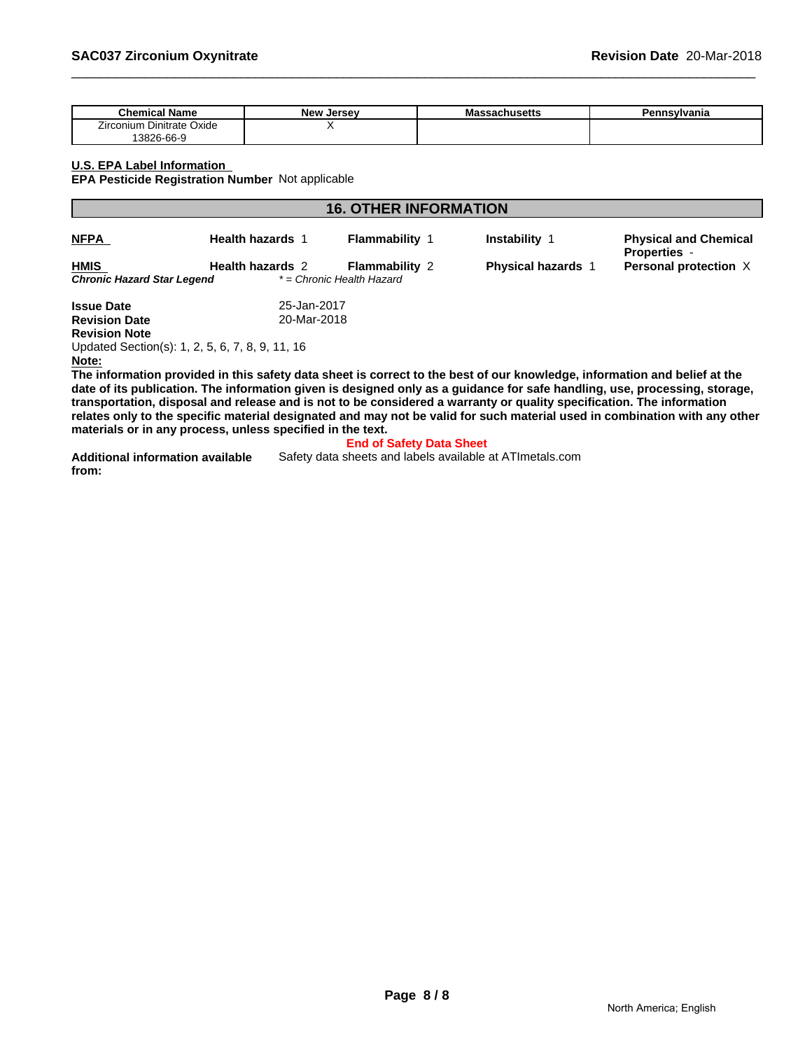| Chemical Name | New Jersey | Massachusetts | Pennsylvania |
|---|---|---|---|
| Zirconium Dinitrate Oxide 13826-66-9 | X | | |

**U.S. EPA Label Information**

**EPA Pesticide Registration Number** Not applicable

## 16. OTHER INFORMATION

| | | | | |
|---|---|---|---|---|
| **NFPA** | **Health hazards** 1 | **Flammability** 1 | **Instability** 1 | **Physical and Chemical Properties** - |
| **HMIS** | **Health hazards** 2 | **Flammability** 2 | **Physical hazards** 1 | **Personal protection** X |

***Chronic Hazard Star Legend*** *\* = Chronic Health Hazard*

**Issue Date** 25-Jan-2017

**Revision Date** 20-Mar-2018

**Revision Note**

Updated Section(s): 1, 2, 5, 6, 7, 8, 9, 11, 16

**Note:**

**The information provided in this safety data sheet is correct to the best of our knowledge, information and belief at the date of its publication. The information given is designed only as a guidance for safe handling, use, processing, storage, transportation, disposal and release and is not to be considered a warranty or quality specification. The information relates only to the specific material designated and may not be valid for such material used in combination with any other materials or in any process, unless specified in the text.**

**End of Safety Data Sheet**

**Additional information available from:** Safety data sheets and labels available at ATImetals.com